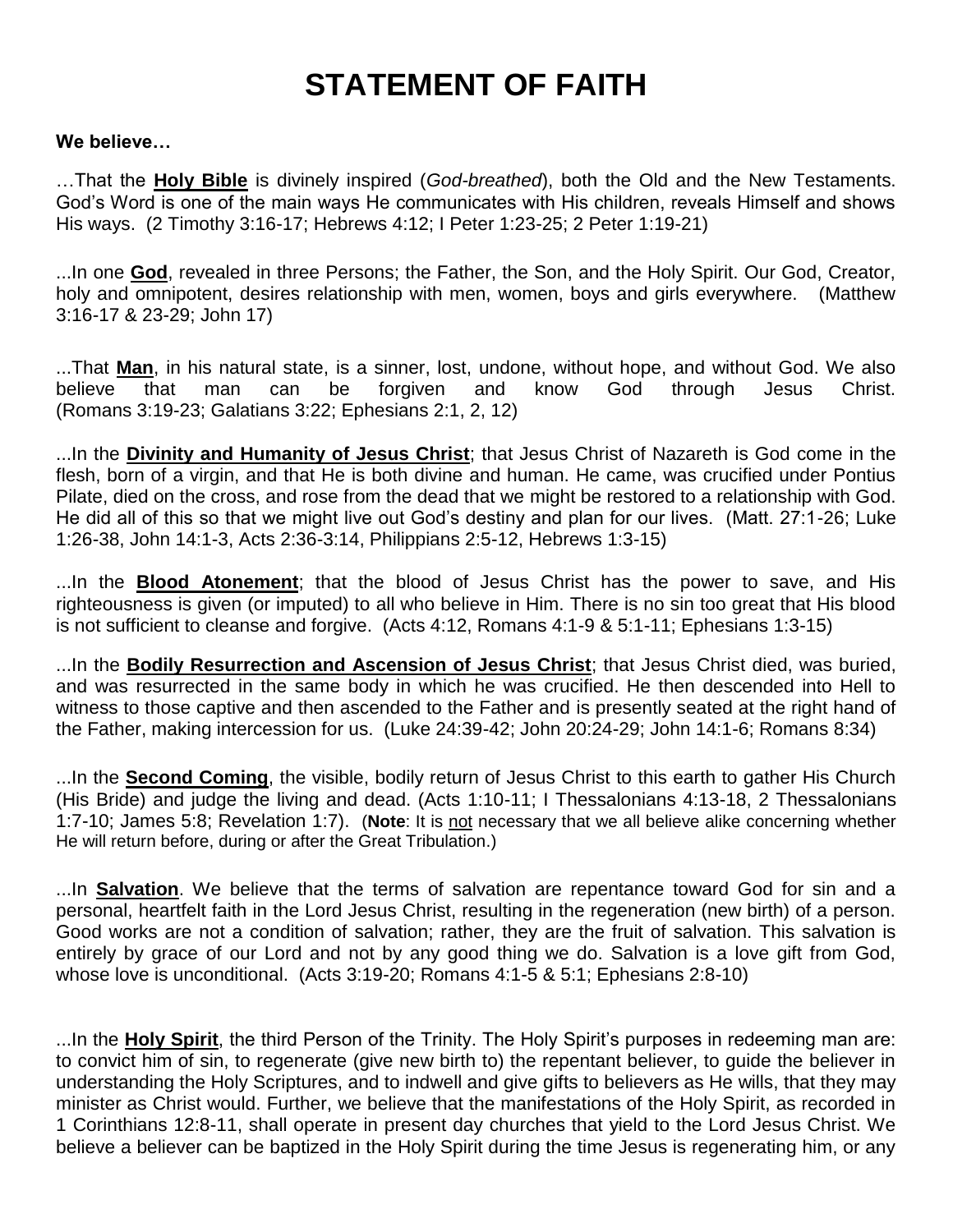# STATEMENT OF FAITH

**We believe…**

…That the **Holy Bible** is divinely inspired (*God-breathed*), both the Old and the New Testaments. God's Word is one of the main ways He communicates with His children, reveals Himself and shows His ways. (2 Timothy 3:16-17; Hebrews 4:12; I Peter 1:23-25; 2 Peter 1:19-21)

...In one **God**, revealed in three Persons; the Father, the Son, and the Holy Spirit. Our God, Creator, holy and omnipotent, desires relationship with men, women, boys and girls everywhere. (Matthew 3:16-17 & 23-29; John 17)

...That **Man**, in his natural state, is a sinner, lost, undone, without hope, and without God. We also believe that man can be forgiven and know God through Jesus Christ. (Romans 3:19-23; Galatians 3:22; Ephesians 2:1, 2, 12)

...In the **Divinity and Humanity of Jesus Christ**; that Jesus Christ of Nazareth is God come in the flesh, born of a virgin, and that He is both divine and human. He came, was crucified under Pontius Pilate, died on the cross, and rose from the dead that we might be restored to a relationship with God. He did all of this so that we might live out God's destiny and plan for our lives. (Matt. 27:1-26; Luke 1:26-38, John 14:1-3, Acts 2:36-3:14, Philippians 2:5-12, Hebrews 1:3-15)

...In the **Blood Atonement**; that the blood of Jesus Christ has the power to save, and His righteousness is given (or imputed) to all who believe in Him. There is no sin too great that His blood is not sufficient to cleanse and forgive. (Acts 4:12, Romans 4:1-9 & 5:1-11; Ephesians 1:3-15)

...In the **Bodily Resurrection and Ascension of Jesus Christ**; that Jesus Christ died, was buried, and was resurrected in the same body in which he was crucified. He then descended into Hell to witness to those captive and then ascended to the Father and is presently seated at the right hand of the Father, making intercession for us. (Luke 24:39-42; John 20:24-29; John 14:1-6; Romans 8:34)

...In the **Second Coming**, the visible, bodily return of Jesus Christ to this earth to gather His Church (His Bride) and judge the living and dead. (Acts 1:10-11; I Thessalonians 4:13-18, 2 Thessalonians 1:7-10; James 5:8; Revelation 1:7). (**Note**: It is not necessary that we all believe alike concerning whether He will return before, during or after the Great Tribulation.)

...In **Salvation**. We believe that the terms of salvation are repentance toward God for sin and a personal, heartfelt faith in the Lord Jesus Christ, resulting in the regeneration (new birth) of a person. Good works are not a condition of salvation; rather, they are the fruit of salvation. This salvation is entirely by grace of our Lord and not by any good thing we do. Salvation is a love gift from God, whose love is unconditional. (Acts 3:19-20; Romans 4:1-5 & 5:1; Ephesians 2:8-10)

...In the **Holy Spirit**, the third Person of the Trinity. The Holy Spirit's purposes in redeeming man are: to convict him of sin, to regenerate (give new birth to) the repentant believer, to guide the believer in understanding the Holy Scriptures, and to indwell and give gifts to believers as He wills, that they may minister as Christ would. Further, we believe that the manifestations of the Holy Spirit, as recorded in 1 Corinthians 12:8-11, shall operate in present day churches that yield to the Lord Jesus Christ. We believe a believer can be baptized in the Holy Spirit during the time Jesus is regenerating him, or any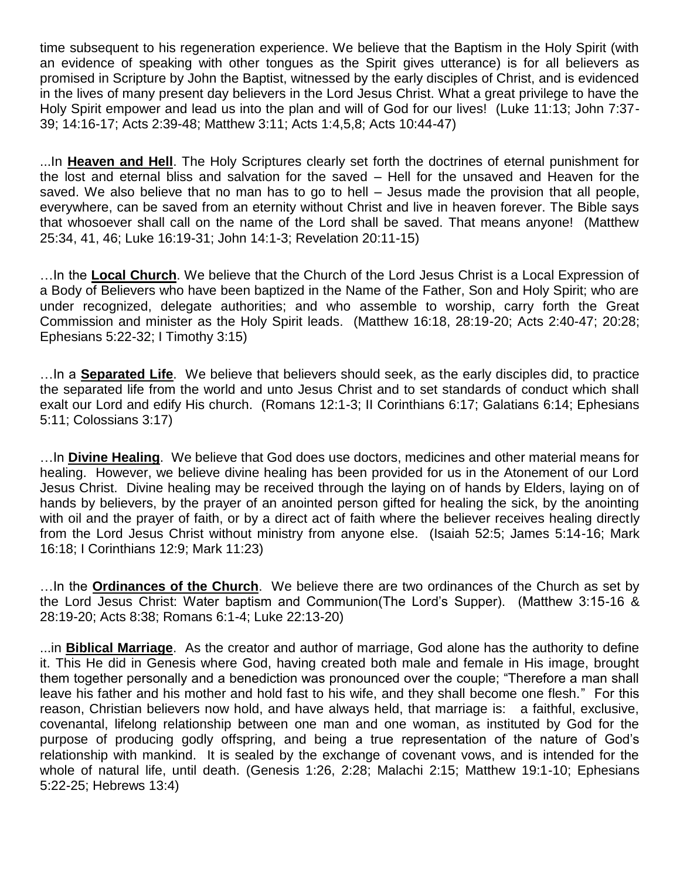time subsequent to his regeneration experience. We believe that the Baptism in the Holy Spirit (with an evidence of speaking with other tongues as the Spirit gives utterance) is for all believers as promised in Scripture by John the Baptist, witnessed by the early disciples of Christ, and is evidenced in the lives of many present day believers in the Lord Jesus Christ. What a great privilege to have the Holy Spirit empower and lead us into the plan and will of God for our lives! (Luke 11:13; John 7:37-39; 14:16-17; Acts 2:39-48; Matthew 3:11; Acts 1:4,5,8; Acts 10:44-47)

...In **Heaven and Hell**. The Holy Scriptures clearly set forth the doctrines of eternal punishment for the lost and eternal bliss and salvation for the saved – Hell for the unsaved and Heaven for the saved. We also believe that no man has to go to hell – Jesus made the provision that all people, everywhere, can be saved from an eternity without Christ and live in heaven forever. The Bible says that whosoever shall call on the name of the Lord shall be saved. That means anyone! (Matthew 25:34, 41, 46; Luke 16:19-31; John 14:1-3; Revelation 20:11-15)

…In the **Local Church**. We believe that the Church of the Lord Jesus Christ is a Local Expression of a Body of Believers who have been baptized in the Name of the Father, Son and Holy Spirit; who are under recognized, delegate authorities; and who assemble to worship, carry forth the Great Commission and minister as the Holy Spirit leads. (Matthew 16:18, 28:19-20; Acts 2:40-47; 20:28; Ephesians 5:22-32; I Timothy 3:15)

…In a **Separated Life**. We believe that believers should seek, as the early disciples did, to practice the separated life from the world and unto Jesus Christ and to set standards of conduct which shall exalt our Lord and edify His church. (Romans 12:1-3; II Corinthians 6:17; Galatians 6:14; Ephesians 5:11; Colossians 3:17)

…In **Divine Healing**. We believe that God does use doctors, medicines and other material means for healing. However, we believe divine healing has been provided for us in the Atonement of our Lord Jesus Christ. Divine healing may be received through the laying on of hands by Elders, laying on of hands by believers, by the prayer of an anointed person gifted for healing the sick, by the anointing with oil and the prayer of faith, or by a direct act of faith where the believer receives healing directly from the Lord Jesus Christ without ministry from anyone else. (Isaiah 52:5; James 5:14-16; Mark 16:18; I Corinthians 12:9; Mark 11:23)

…In the **Ordinances of the Church**. We believe there are two ordinances of the Church as set by the Lord Jesus Christ: Water baptism and Communion(The Lord's Supper). (Matthew 3:15-16 & 28:19-20; Acts 8:38; Romans 6:1-4; Luke 22:13-20)

...in **Biblical Marriage**. As the creator and author of marriage, God alone has the authority to define it. This He did in Genesis where God, having created both male and female in His image, brought them together personally and a benediction was pronounced over the couple; "Therefore a man shall leave his father and his mother and hold fast to his wife, and they shall become one flesh." For this reason, Christian believers now hold, and have always held, that marriage is: a faithful, exclusive, covenantal, lifelong relationship between one man and one woman, as instituted by God for the purpose of producing godly offspring, and being a true representation of the nature of God's relationship with mankind. It is sealed by the exchange of covenant vows, and is intended for the whole of natural life, until death. (Genesis 1:26, 2:28; Malachi 2:15; Matthew 19:1-10; Ephesians 5:22-25; Hebrews 13:4)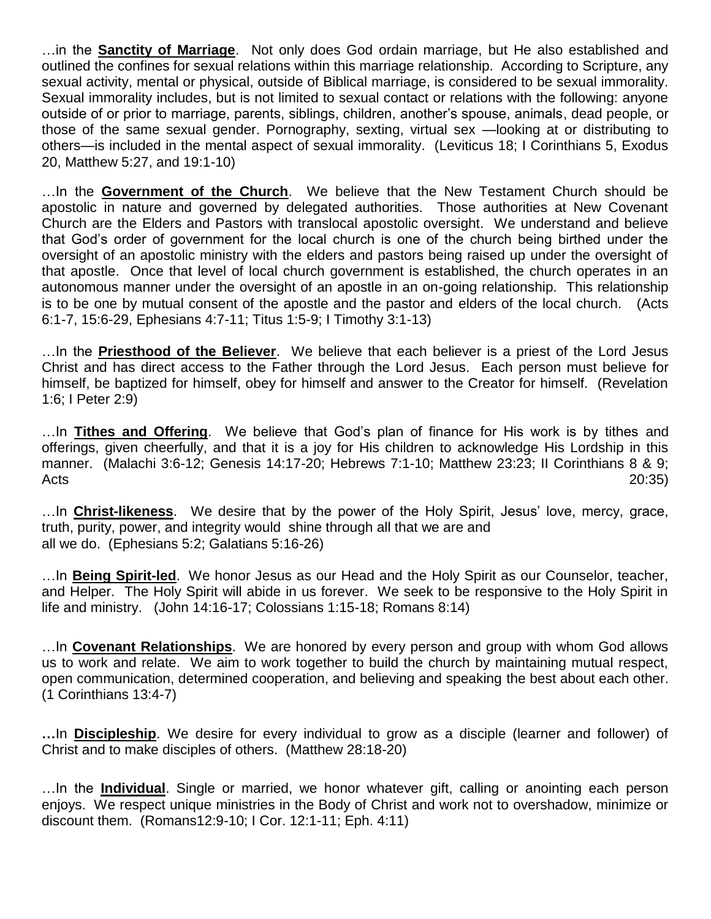…in the **Sanctity of Marriage**. Not only does God ordain marriage, but He also established and outlined the confines for sexual relations within this marriage relationship. According to Scripture, any sexual activity, mental or physical, outside of Biblical marriage, is considered to be sexual immorality. Sexual immorality includes, but is not limited to sexual contact or relations with the following: anyone outside of or prior to marriage, parents, siblings, children, another's spouse, animals, dead people, or those of the same sexual gender. Pornography, sexting, virtual sex —looking at or distributing to others—is included in the mental aspect of sexual immorality. (Leviticus 18; I Corinthians 5, Exodus 20, Matthew 5:27, and 19:1-10)

…In the **Government of the Church**. We believe that the New Testament Church should be apostolic in nature and governed by delegated authorities. Those authorities at New Covenant Church are the Elders and Pastors with translocal apostolic oversight. We understand and believe that God's order of government for the local church is one of the church being birthed under the oversight of an apostolic ministry with the elders and pastors being raised up under the oversight of that apostle. Once that level of local church government is established, the church operates in an autonomous manner under the oversight of an apostle in an on-going relationship. This relationship is to be one by mutual consent of the apostle and the pastor and elders of the local church. (Acts 6:1-7, 15:6-29, Ephesians 4:7-11; Titus 1:5-9; I Timothy 3:1-13)

…In the **Priesthood of the Believer**. We believe that each believer is a priest of the Lord Jesus Christ and has direct access to the Father through the Lord Jesus. Each person must believe for himself, be baptized for himself, obey for himself and answer to the Creator for himself. (Revelation 1:6; I Peter 2:9)

…In **Tithes and Offering**. We believe that God's plan of finance for His work is by tithes and offerings, given cheerfully, and that it is a joy for His children to acknowledge His Lordship in this manner. (Malachi 3:6-12; Genesis 14:17-20; Hebrews 7:1-10; Matthew 23:23; II Corinthians 8 & 9; Acts 20:35)

…In **Christ-likeness**. We desire that by the power of the Holy Spirit, Jesus' love, mercy, grace, truth, purity, power, and integrity would shine through all that we are and all we do. (Ephesians 5:2; Galatians 5:16-26)

…In **Being Spirit-led**. We honor Jesus as our Head and the Holy Spirit as our Counselor, teacher, and Helper. The Holy Spirit will abide in us forever. We seek to be responsive to the Holy Spirit in life and ministry. (John 14:16-17; Colossians 1:15-18; Romans 8:14)

…In **Covenant Relationships**. We are honored by every person and group with whom God allows us to work and relate. We aim to work together to build the church by maintaining mutual respect, open communication, determined cooperation, and believing and speaking the best about each other. (1 Corinthians 13:4-7)

…In **Discipleship**. We desire for every individual to grow as a disciple (learner and follower) of Christ and to make disciples of others. (Matthew 28:18-20)

…In the **Individual**. Single or married, we honor whatever gift, calling or anointing each person enjoys. We respect unique ministries in the Body of Christ and work not to overshadow, minimize or discount them. (Romans12:9-10; I Cor. 12:1-11; Eph. 4:11)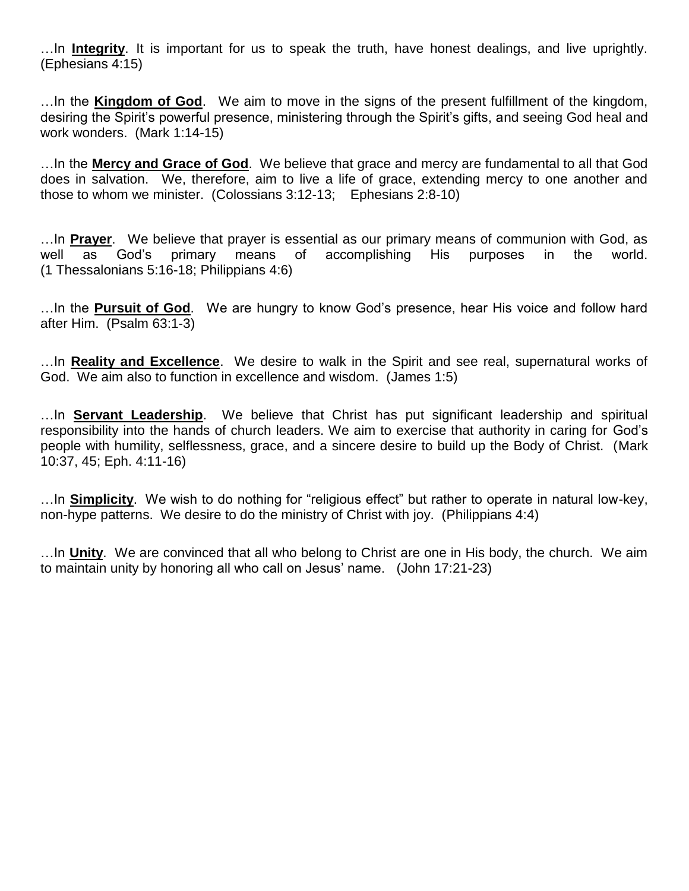…In **Integrity**. It is important for us to speak the truth, have honest dealings, and live uprightly. (Ephesians 4:15)

…In the **Kingdom of God**. We aim to move in the signs of the present fulfillment of the kingdom, desiring the Spirit's powerful presence, ministering through the Spirit's gifts, and seeing God heal and work wonders. (Mark 1:14-15)

…In the **Mercy and Grace of God**. We believe that grace and mercy are fundamental to all that God does in salvation. We, therefore, aim to live a life of grace, extending mercy to one another and those to whom we minister. (Colossians 3:12-13; Ephesians 2:8-10)

…In **Prayer**. We believe that prayer is essential as our primary means of communion with God, as well as God's primary means of accomplishing His purposes in the world. (1 Thessalonians 5:16-18; Philippians 4:6)

…In the **Pursuit of God**. We are hungry to know God's presence, hear His voice and follow hard after Him. (Psalm 63:1-3)

…In **Reality and Excellence**. We desire to walk in the Spirit and see real, supernatural works of God. We aim also to function in excellence and wisdom. (James 1:5)

…In **Servant Leadership**. We believe that Christ has put significant leadership and spiritual responsibility into the hands of church leaders. We aim to exercise that authority in caring for God's people with humility, selflessness, grace, and a sincere desire to build up the Body of Christ. (Mark 10:37, 45; Eph. 4:11-16)

…In **Simplicity**. We wish to do nothing for "religious effect" but rather to operate in natural low-key, non-hype patterns. We desire to do the ministry of Christ with joy. (Philippians 4:4)

…In **Unity**. We are convinced that all who belong to Christ are one in His body, the church. We aim to maintain unity by honoring all who call on Jesus' name. (John 17:21-23)